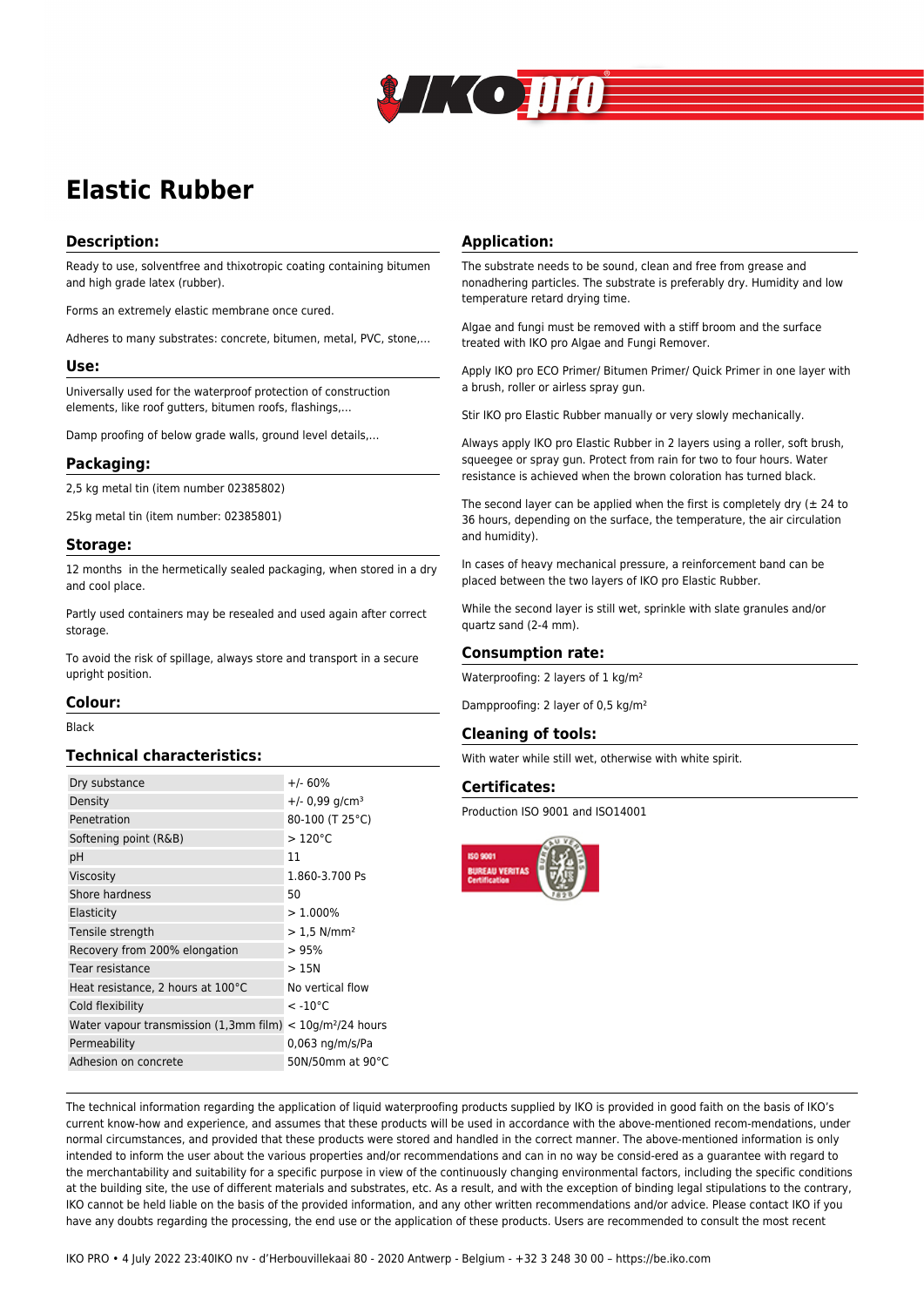# Elastic Rubber

## Description:

Ready to use, solventfree and thixotropic coating containing bitumen and high grade latex (rubber).

Forms an extremely elastic membrane once cured.

Adheres to many substrates: concrete, bitumen, metal, PVC, stone,...

## Use:

Universally used for the waterproof protection of construction elements, like roof gutters, bitumen roofs, flashings,...

Damp proofing of below grade walls, ground level details,...

## Packaging:

2,5 kg metal tin (item number 02385802)

25kg metal tin (item number: 02385801)

## Storage:

12 months in the hermetically sealed packaging, when stored in a dry and cool place.

Partly used containers may be resealed and used again after correct storage.

To avoid the risk of spillage, always store and transport in a secure upright position.

## Colour:

Black

## Technical characteristics:

| | |
|---|---|
| Dry substance | +/- 60% |
| Density | +/- 0,99 g/cm³ |
| Penetration | 80-100 (T 25°C) |
| Softening point (R&B) | > 120°C |
| pH | 11 |
| Viscosity | 1.860-3.700 Ps |
| Shore hardness | 50 |
| Elasticity | > 1.000% |
| Tensile strength | > 1,5 N/mm² |
| Recovery from 200% elongation | > 95% |
| Tear resistance | > 15N |
| Heat resistance, 2 hours at 100°C | No vertical flow |
| Cold flexibility | < -10°C |
| Water vapour transmission (1,3mm film) | < 10g/m²/24 hours |
| Permeability | 0,063 ng/m/s/Pa |
| Adhesion on concrete | 50N/50mm at 90°C |

## Application:

The substrate needs to be sound, clean and free from grease and nonadhering particles. The substrate is preferably dry. Humidity and low temperature retard drying time.

Algae and fungi must be removed with a stiff broom and the surface treated with IKO pro Algae and Fungi Remover.

Apply IKO pro ECO Primer/ Bitumen Primer/ Quick Primer in one layer with a brush, roller or airless spray gun.

Stir IKO pro Elastic Rubber manually or very slowly mechanically.

Always apply IKO pro Elastic Rubber in 2 layers using a roller, soft brush, squeegee or spray gun. Protect from rain for two to four hours. Water resistance is achieved when the brown coloration has turned black.

The second layer can be applied when the first is completely dry (± 24 to 36 hours, depending on the surface, the temperature, the air circulation and humidity).

In cases of heavy mechanical pressure, a reinforcement band can be placed between the two layers of IKO pro Elastic Rubber.

While the second layer is still wet, sprinkle with slate granules and/or quartz sand (2-4 mm).

## Consumption rate:

Waterproofing: 2 layers of 1 kg/m²

Dampproofing: 2 layer of 0,5 kg/m²

## Cleaning of tools:

With water while still wet, otherwise with white spirit.

## Certificates:

Production ISO 9001 and ISO14001

---

The technical information regarding the application of liquid waterproofing products supplied by IKO is provided in good faith on the basis of IKO's current know-how and experience, and assumes that these products will be used in accordance with the above-mentioned recom-mendations, under normal circumstances, and provided that these products were stored and handled in the correct manner. The above-mentioned information is only intended to inform the user about the various properties and/or recommendations and can in no way be consid-ered as a guarantee with regard to the merchantability and suitability for a specific purpose in view of the continuously changing environmental factors, including the specific conditions at the building site, the use of different materials and substrates, etc. As a result, and with the exception of binding legal stipulations to the contrary, IKO cannot be held liable on the basis of the provided information, and any other written recommendations and/or advice. Please contact IKO if you have any doubts regarding the processing, the end use or the application of these products. Users are recommended to consult the most recent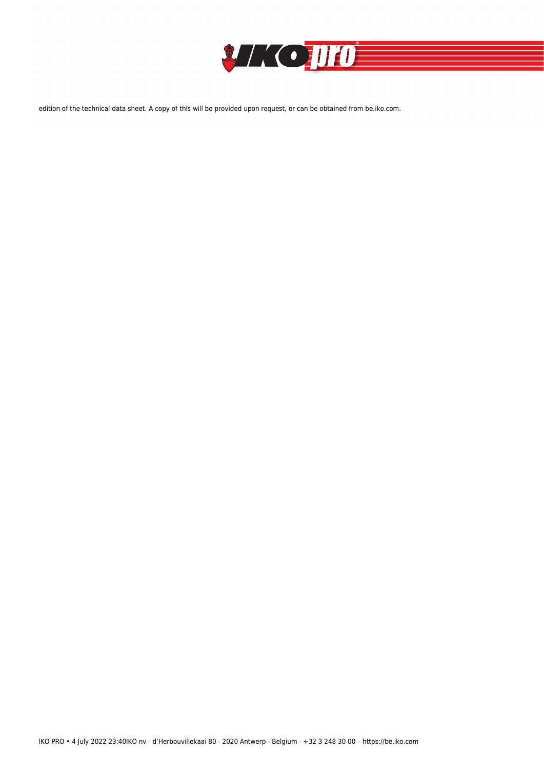edition of the technical data sheet. A copy of this will be provided upon request, or can be obtained from be.iko.com.